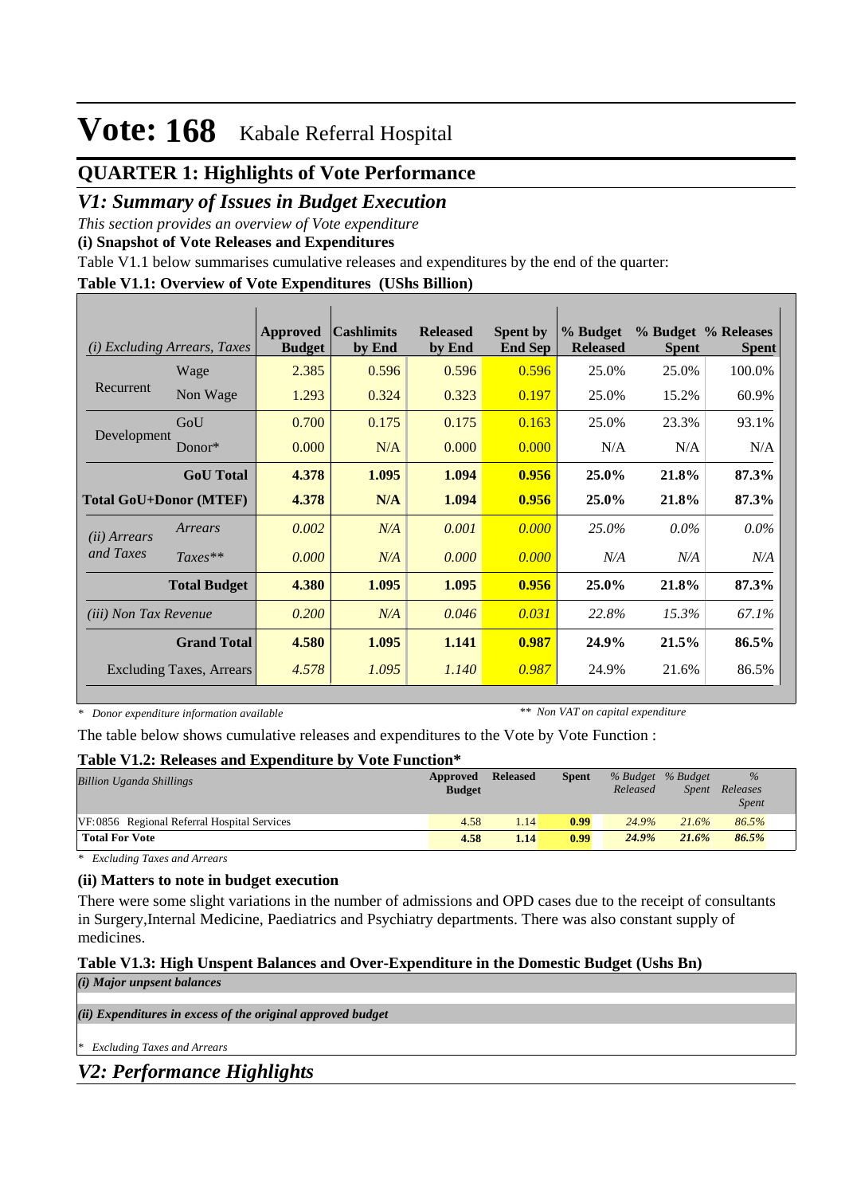# Vote: 168 Kabale Referral Hospital

## QUARTER 1: Highlights of Vote Performance

## *V1: Summary of Issues in Budget Execution*

*This section provides an overview of Vote expenditure*

**(i) Snapshot of Vote Releases and Expenditures**

Table V1.1 below summarises cumulative releases and expenditures by the end of the quarter:

**Table V1.1: Overview of Vote Expenditures (UShs Billion)**

| *(i) Excluding Arrears, Taxes* | | Approved Budget | Cashlimits by End | Released by End | Spent by End Sep | % Budget Released | % Budget Spent | % Releases Spent |
|---|---|---|---|---|---|---|---|---|
| Recurrent | Wage | 2.385 | 0.596 | 0.596 | 0.596 | 25.0% | 25.0% | 100.0% |
| | Non Wage | 1.293 | 0.324 | 0.323 | 0.197 | 25.0% | 15.2% | 60.9% |
| Development | GoU | 0.700 | 0.175 | 0.175 | 0.163 | 25.0% | 23.3% | 93.1% |
| | Donor* | 0.000 | N/A | 0.000 | 0.000 | N/A | N/A | N/A |
| | **GoU Total** | **4.378** | **1.095** | **1.094** | **0.956** | **25.0%** | **21.8%** | **87.3%** |
| **Total GoU+Donor (MTEF)** | | **4.378** | **N/A** | **1.094** | **0.956** | **25.0%** | **21.8%** | **87.3%** |
| *(ii) Arrears and Taxes* | *Arrears* | *0.002* | *N/A* | *0.001* | *0.000* | *25.0%* | *0.0%* | *0.0%* |
| | *Taxes*** | *0.000* | *N/A* | *0.000* | *0.000* | *N/A* | *N/A* | *N/A* |
| | **Total Budget** | **4.380** | **1.095** | **1.095** | **0.956** | **25.0%** | **21.8%** | **87.3%** |
| *(iii) Non Tax Revenue* | | *0.200* | *N/A* | *0.046* | *0.031* | *22.8%* | *15.3%* | *67.1%* |
| | **Grand Total** | **4.580** | **1.095** | **1.141** | **0.987** | **24.9%** | **21.5%** | **86.5%** |
| Excluding Taxes, Arrears | | *4.578* | *1.095* | *1.140* | *0.987* | 24.9% | 21.6% | 86.5% |

\* *Donor expenditure information available* ** *Non VAT on capital expenditure*

The table below shows cumulative releases and expenditures to the Vote by Vote Function :

**Table V1.2: Releases and Expenditure by Vote Function***

| *Billion Uganda Shillings* | Approved Budget | Released | Spent | *% Budget Released* | *% Budget Spent* | *% Releases Spent* |
|---|---|---|---|---|---|---|
| VF:0856 Regional Referral Hospital Services | 4.58 | 1.14 | **0.99** | *24.9%* | *21.6%* | *86.5%* |
| **Total For Vote** | **4.58** | **1.14** | **0.99** | ***24.9%*** | ***21.6%*** | ***86.5%*** |

\* *Excluding Taxes and Arrears*

**(ii) Matters to note in budget execution**

There were some slight variations in the number of admissions and OPD cases due to the receipt of consultants in Surgery,Internal Medicine, Paediatrics and Psychiatry departments. There was also constant supply of medicines.

**Table V1.3: High Unspent Balances and Over-Expenditure in the Domestic Budget (Ushs Bn)**

***(i) Major unpsent balances***

***(ii) Expenditures in excess of the original approved budget***

\* *Excluding Taxes and Arrears*

## *V2: Performance Highlights*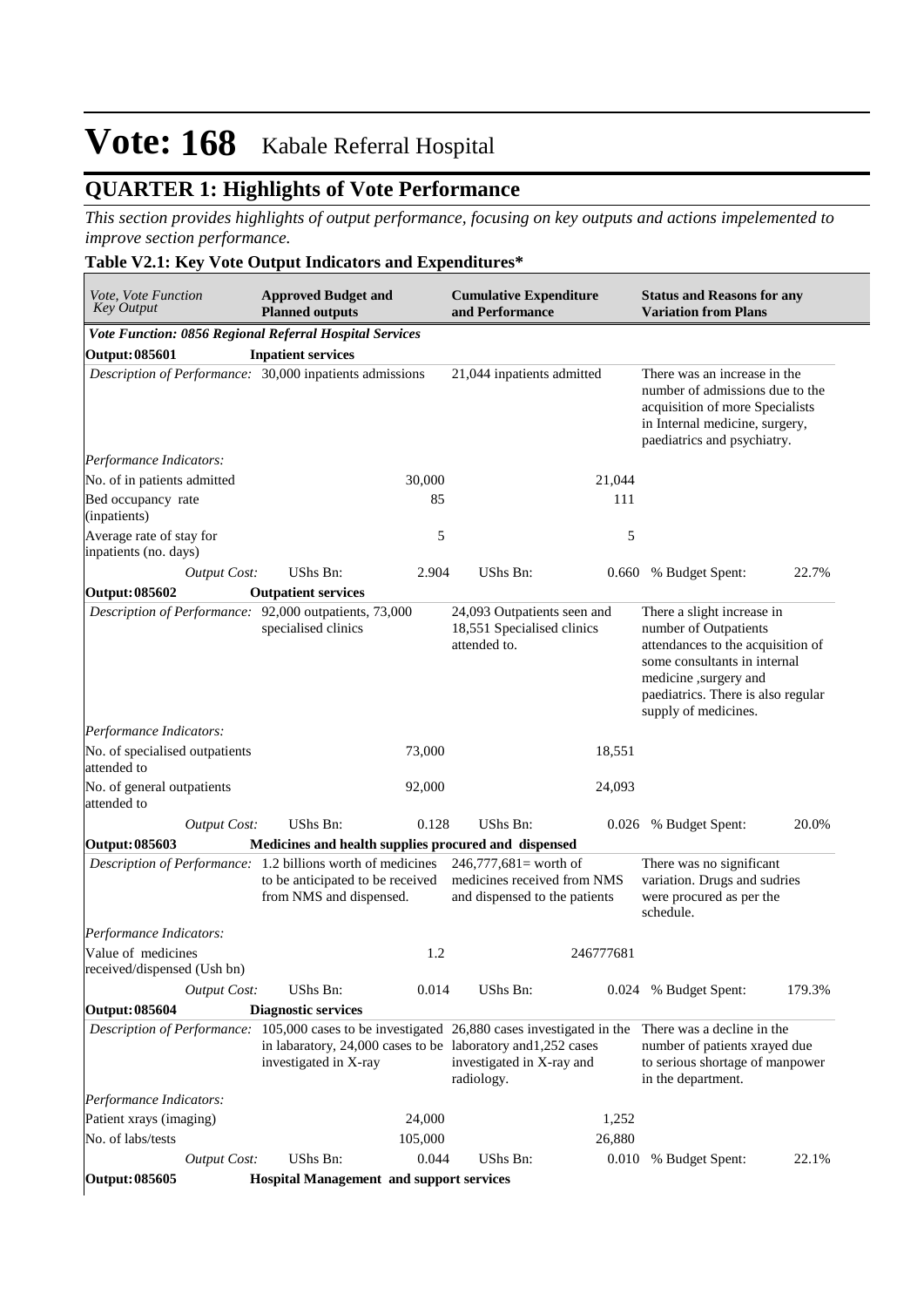# Vote: 168 Kabale Referral Hospital

## QUARTER 1: Highlights of Vote Performance

*This section provides highlights of output performance, focusing on key outputs and actions impelemented to improve section performance.*

**Table V2.1: Key Vote Output Indicators and Expenditures***

| *Vote, Vote Function Key Output* | **Approved Budget and Planned outputs** | | **Cumulative Expenditure and Performance** | | **Status and Reasons for any Variation from Plans** | |
|---|---|---|---|---|---|---|
| ***Vote Function: 0856 Regional Referral Hospital Services*** | | | | | | |
| **Output: 085601** | **Inpatient services** | | | | | |
| *Description of Performance:* | 30,000 inpatients admissions | | 21,044 inpatients admitted | | There was an increase in the number of admissions due to the acquisition of more Specialists in Internal medicine, surgery, paediatrics and psychiatry. | |
| *Performance Indicators:* | | | | | | |
| No. of in patients admitted | | 30,000 | | 21,044 | | |
| Bed occupancy rate (inpatients) | | 85 | | 111 | | |
| Average rate of stay for inpatients (no. days) | | 5 | | 5 | | |
| *Output Cost:* | UShs Bn: | 2.904 | UShs Bn: | 0.660 | % Budget Spent: | 22.7% |
| **Output: 085602** | **Outpatient services** | | | | | |
| *Description of Performance:* | 92,000 outpatients, 73,000 specialised clinics | | 24,093 Outpatients seen and 18,551 Specialised clinics attended to. | | There a slight increase in number of Outpatients attendances to the acquisition of some consultants in internal medicine ,surgery and paediatrics. There is also regular supply of medicines. | |
| *Performance Indicators:* | | | | | | |
| No. of specialised outpatients attended to | | 73,000 | | 18,551 | | |
| No. of general outpatients attended to | | 92,000 | | 24,093 | | |
| *Output Cost:* | UShs Bn: | 0.128 | UShs Bn: | 0.026 | % Budget Spent: | 20.0% |
| **Output: 085603** | **Medicines and health supplies procured and dispensed** | | | | | |
| *Description of Performance:* | 1.2 billions worth of medicines to be anticipated to be received from NMS and dispensed. | | 246,777,681= worth of medicines received from NMS and dispensed to the patients | | There was no significant variation. Drugs and sudries were procured as per the schedule. | |
| *Performance Indicators:* | | | | | | |
| Value of medicines received/dispensed (Ush bn) | | 1.2 | | 246777681 | | |
| *Output Cost:* | UShs Bn: | 0.014 | UShs Bn: | 0.024 | % Budget Spent: | 179.3% |
| **Output: 085604** | **Diagnostic services** | | | | | |
| *Description of Performance:* | 105,000 cases to be investigated in labaratory, 24,000 cases to be investigated in X-ray | | 26,880 cases investigated in the laboratory and1,252 cases investigated in X-ray and radiology. | | There was a decline in the number of patients xrayed due to serious shortage of manpower in the department. | |
| *Performance Indicators:* | | | | | | |
| Patient xrays (imaging) | | 24,000 | | 1,252 | | |
| No. of labs/tests | | 105,000 | | 26,880 | | |
| *Output Cost:* | UShs Bn: | 0.044 | UShs Bn: | 0.010 | % Budget Spent: | 22.1% |
| **Output: 085605** | **Hospital Management and support services** | | | | | |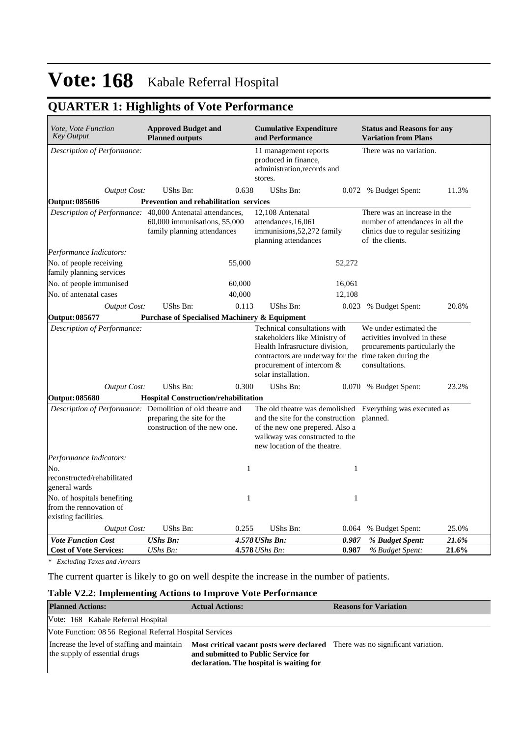# Vote: 168 Kabale Referral Hospital

## QUARTER 1: Highlights of Vote Performance

| *Vote, Vote Function Key Output* | **Approved Budget and Planned outputs** | | **Cumulative Expenditure and Performance** | | **Status and Reasons for any Variation from Plans** | |
|---|---|---|---|---|---|---|
| *Description of Performance:* | | | 11 management reports produced in finance, administration,records and stores. | | There was no variation. | |
| *Output Cost:* | UShs Bn: | 0.638 | UShs Bn: | 0.072 | % Budget Spent: | 11.3% |
| **Output: 085606** | **Prevention and rehabilitation services** | | | | | |
| *Description of Performance:* | 40,000 Antenatal attendances, 60,000 immunisations, 55,000 family planning attendances | | 12,108 Antenatal attendances,16,061 immunisions,52,272 family planning attendances | | There was an increase in the number of attendances in all the clinics due to regular sesitizing of the clients. | |
| *Performance Indicators:* | | | | | | |
| No. of people receiving family planning services | | 55,000 | | 52,272 | | |
| No. of people immunised | | 60,000 | | 16,061 | | |
| No. of antenatal cases | | 40,000 | | 12,108 | | |
| *Output Cost:* | UShs Bn: | 0.113 | UShs Bn: | 0.023 | % Budget Spent: | 20.8% |
| **Output: 085677** | **Purchase of Specialised Machinery & Equipment** | | | | | |
| *Description of Performance:* | | | Technical consultations with stakeholders like Ministry of Health Infrasructure division, contractors are underway for the procurement of intercom & solar installation. | | We under estimated the activities involved in these procurements particularly the time taken during the consultations. | |
| *Output Cost:* | UShs Bn: | 0.300 | UShs Bn: | 0.070 | % Budget Spent: | 23.2% |
| **Output: 085680** | **Hospital Construction/rehabilitation** | | | | | |
| *Description of Performance:* | Demolition of old theatre and preparing the site for the construction of the new one. | | The old theatre was demolished and the site for the construction of the new one prepered. Also a walkway was constructed to the new location of the theatre. | | Everything was executed as planned. | |
| *Performance Indicators:* | | | | | | |
| No. reconstructed/rehabilitated general wards | | 1 | | 1 | | |
| No. of hospitals benefiting from the rennovation of existing facilities. | | 1 | | 1 | | |
| *Output Cost:* | UShs Bn: | 0.255 | UShs Bn: | 0.064 | % Budget Spent: | 25.0% |
| ***Vote Function Cost*** | ***UShs Bn:*** | ***4.578*** | ***UShs Bn:*** | ***0.987*** | ***% Budget Spent:*** | ***21.6%*** |
| **Cost of Vote Services:** | *UShs Bn:* | **4.578** | *UShs Bn:* | **0.987** | *% Budget Spent:* | **21.6%** |

*\* Excluding Taxes and Arrears*

The current quarter is likely to go on well despite the increase in the number of patients.

### Table V2.2: Implementing Actions to Improve Vote Performance

| **Planned Actions:** | **Actual Actions:** | **Reasons for Variation** |
|---|---|---|
| Vote: 168 Kabale Referral Hospital | | |
| Vote Function: 08 56 Regional Referral Hospital Services | | |
| Increase the level of staffing and maintain the supply of essential drugs | **Most critical vacant posts were declared and submitted to Public Service for declaration. The hospital is waiting for** | There was no significant variation. |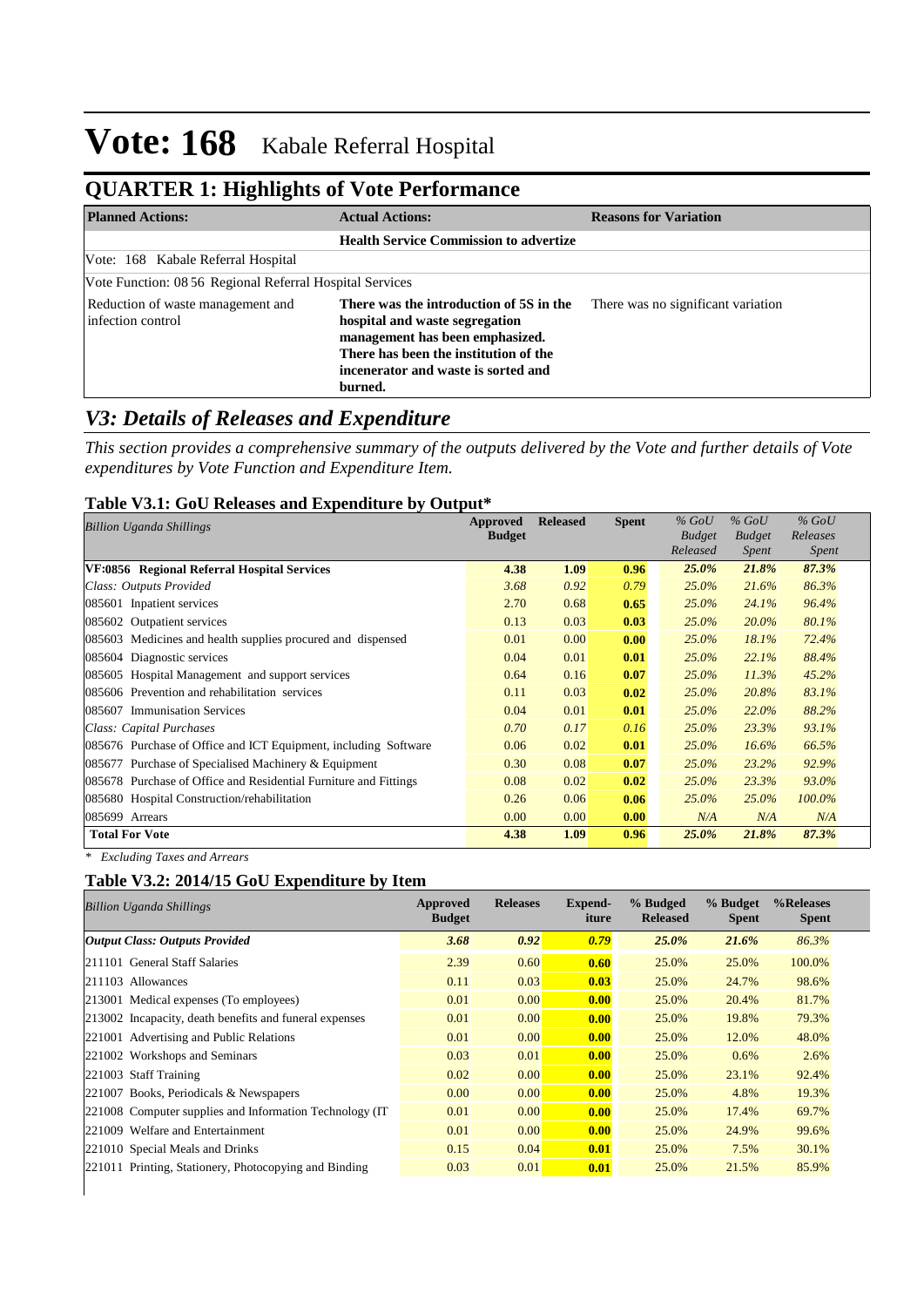# Vote: 168 Kabale Referral Hospital

## QUARTER 1: Highlights of Vote Performance

| Planned Actions: | Actual Actions: | Reasons for Variation |
|---|---|---|
| | **Health Service Commission to advertize** | |
| Vote: 168 Kabale Referral Hospital | | |
| Vote Function: 08 56 Regional Referral Hospital Services | | |
| Reduction of waste management and infection control | **There was the introduction of 5S in the hospital and waste segregation management has been emphasized. There has been the institution of the incenerator and waste is sorted and burned.** | There was no significant variation |

## *V3: Details of Releases and Expenditure*

*This section provides a comprehensive summary of the outputs delivered by the Vote and further details of Vote expenditures by Vote Function and Expenditure Item.*

### Table V3.1: GoU Releases and Expenditure by Output*

| *Billion Uganda Shillings* | Approved Budget | Released | Spent | *% GoU Budget Released* | *% GoU Budget Spent* | *% GoU Releases Spent* |
|---|---|---|---|---|---|---|
| **VF:0856 Regional Referral Hospital Services** | **4.38** | **1.09** | **0.96** | ***25.0%*** | ***21.8%*** | ***87.3%*** |
| *Class: Outputs Provided* | *3.68* | *0.92* | *0.79* | *25.0%* | *21.6%* | *86.3%* |
| 085601 Inpatient services | 2.70 | 0.68 | **0.65** | *25.0%* | *24.1%* | *96.4%* |
| 085602 Outpatient services | 0.13 | 0.03 | **0.03** | *25.0%* | *20.0%* | *80.1%* |
| 085603 Medicines and health supplies procured and dispensed | 0.01 | 0.00 | **0.00** | *25.0%* | *18.1%* | *72.4%* |
| 085604 Diagnostic services | 0.04 | 0.01 | **0.01** | *25.0%* | *22.1%* | *88.4%* |
| 085605 Hospital Management and support services | 0.64 | 0.16 | **0.07** | *25.0%* | *11.3%* | *45.2%* |
| 085606 Prevention and rehabilitation services | 0.11 | 0.03 | **0.02** | *25.0%* | *20.8%* | *83.1%* |
| 085607 Immunisation Services | 0.04 | 0.01 | **0.01** | *25.0%* | *22.0%* | *88.2%* |
| *Class: Capital Purchases* | *0.70* | *0.17* | *0.16* | *25.0%* | *23.3%* | *93.1%* |
| 085676 Purchase of Office and ICT Equipment, including Software | 0.06 | 0.02 | **0.01** | *25.0%* | *16.6%* | *66.5%* |
| 085677 Purchase of Specialised Machinery & Equipment | 0.30 | 0.08 | **0.07** | *25.0%* | *23.2%* | *92.9%* |
| 085678 Purchase of Office and Residential Furniture and Fittings | 0.08 | 0.02 | **0.02** | *25.0%* | *23.3%* | *93.0%* |
| 085680 Hospital Construction/rehabilitation | 0.26 | 0.06 | **0.06** | *25.0%* | *25.0%* | *100.0%* |
| 085699 Arrears | 0.00 | 0.00 | **0.00** | *N/A* | *N/A* | *N/A* |
| **Total For Vote** | **4.38** | **1.09** | **0.96** | ***25.0%*** | ***21.8%*** | ***87.3%*** |

*\* Excluding Taxes and Arrears*

### Table V3.2: 2014/15 GoU Expenditure by Item

| *Billion Uganda Shillings* | Approved Budget | Releases | Expend-iture | % Budged Released | % Budget Spent | %Releases Spent |
|---|---|---|---|---|---|---|
| ***Output Class: Outputs Provided*** | ***3.68*** | ***0.92*** | ***0.79*** | ***25.0%*** | ***21.6%*** | *86.3%* |
| 211101 General Staff Salaries | 2.39 | 0.60 | **0.60** | 25.0% | 25.0% | 100.0% |
| 211103 Allowances | 0.11 | 0.03 | **0.03** | 25.0% | 24.7% | 98.6% |
| 213001 Medical expenses (To employees) | 0.01 | 0.00 | **0.00** | 25.0% | 20.4% | 81.7% |
| 213002 Incapacity, death benefits and funeral expenses | 0.01 | 0.00 | **0.00** | 25.0% | 19.8% | 79.3% |
| 221001 Advertising and Public Relations | 0.01 | 0.00 | **0.00** | 25.0% | 12.0% | 48.0% |
| 221002 Workshops and Seminars | 0.03 | 0.01 | **0.00** | 25.0% | 0.6% | 2.6% |
| 221003 Staff Training | 0.02 | 0.00 | **0.00** | 25.0% | 23.1% | 92.4% |
| 221007 Books, Periodicals & Newspapers | 0.00 | 0.00 | **0.00** | 25.0% | 4.8% | 19.3% |
| 221008 Computer supplies and Information Technology (IT | 0.01 | 0.00 | **0.00** | 25.0% | 17.4% | 69.7% |
| 221009 Welfare and Entertainment | 0.01 | 0.00 | **0.00** | 25.0% | 24.9% | 99.6% |
| 221010 Special Meals and Drinks | 0.15 | 0.04 | **0.01** | 25.0% | 7.5% | 30.1% |
| 221011 Printing, Stationery, Photocopying and Binding | 0.03 | 0.01 | **0.01** | 25.0% | 21.5% | 85.9% |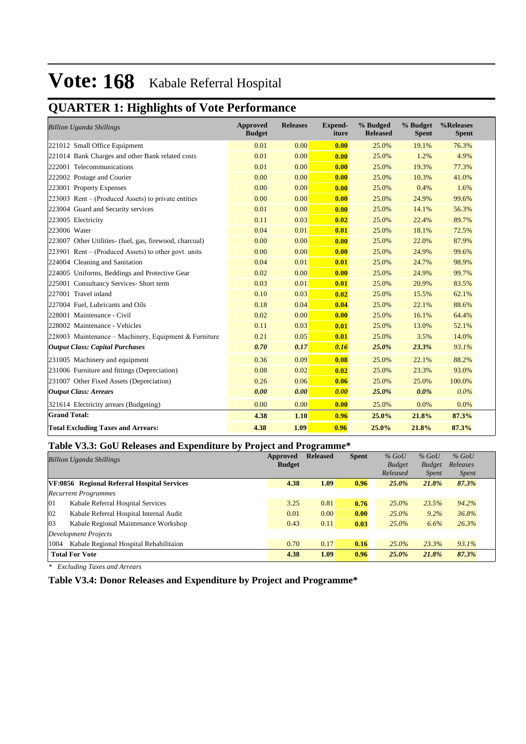# Vote: 168 Kabale Referral Hospital

## QUARTER 1: Highlights of Vote Performance

| *Billion Uganda Shillings* | Approved Budget | Releases | Expend-iture | % Budged Released | % Budget Spent | %Releases Spent |
|---|---|---|---|---|---|---|
| 221012 Small Office Equipment | 0.01 | 0.00 | **0.00** | 25.0% | 19.1% | 76.3% |
| 221014 Bank Charges and other Bank related costs | 0.01 | 0.00 | **0.00** | 25.0% | 1.2% | 4.9% |
| 222001 Telecommunications | 0.01 | 0.00 | **0.00** | 25.0% | 19.3% | 77.3% |
| 222002 Postage and Courier | 0.00 | 0.00 | **0.00** | 25.0% | 10.3% | 41.0% |
| 223001 Property Expenses | 0.00 | 0.00 | **0.00** | 25.0% | 0.4% | 1.6% |
| 223003 Rent – (Produced Assets) to private entities | 0.00 | 0.00 | **0.00** | 25.0% | 24.9% | 99.6% |
| 223004 Guard and Security services | 0.01 | 0.00 | **0.00** | 25.0% | 14.1% | 56.3% |
| 223005 Electricity | 0.11 | 0.03 | **0.02** | 25.0% | 22.4% | 89.7% |
| 223006 Water | 0.04 | 0.01 | **0.01** | 25.0% | 18.1% | 72.5% |
| 223007 Other Utilities- (fuel, gas, firewood, charcoal) | 0.00 | 0.00 | **0.00** | 25.0% | 22.0% | 87.9% |
| 223901 Rent – (Produced Assets) to other govt. units | 0.00 | 0.00 | **0.00** | 25.0% | 24.9% | 99.6% |
| 224004 Cleaning and Sanitation | 0.04 | 0.01 | **0.01** | 25.0% | 24.7% | 98.9% |
| 224005 Uniforms, Beddings and Protective Gear | 0.02 | 0.00 | **0.00** | 25.0% | 24.9% | 99.7% |
| 225001 Consultancy Services- Short term | 0.03 | 0.01 | **0.01** | 25.0% | 20.9% | 83.5% |
| 227001 Travel inland | 0.10 | 0.03 | **0.02** | 25.0% | 15.5% | 62.1% |
| 227004 Fuel, Lubricants and Oils | 0.18 | 0.04 | **0.04** | 25.0% | 22.1% | 88.6% |
| 228001 Maintenance - Civil | 0.02 | 0.00 | **0.00** | 25.0% | 16.1% | 64.4% |
| 228002 Maintenance - Vehicles | 0.11 | 0.03 | **0.01** | 25.0% | 13.0% | 52.1% |
| 228003 Maintenance – Machinery, Equipment & Furniture | 0.21 | 0.05 | **0.01** | 25.0% | 3.5% | 14.0% |
| ***Output Class: Capital Purchases*** | ***0.70*** | ***0.17*** | ***0.16*** | ***25.0%*** | ***23.3%*** | *93.1%* |
| 231005 Machinery and equipment | 0.36 | 0.09 | **0.08** | 25.0% | 22.1% | 88.2% |
| 231006 Furniture and fittings (Depreciation) | 0.08 | 0.02 | **0.02** | 25.0% | 23.3% | 93.0% |
| 231007 Other Fixed Assets (Depreciation) | 0.26 | 0.06 | **0.06** | 25.0% | 25.0% | 100.0% |
| ***Output Class: Arrears*** | ***0.00*** | ***0.00*** | ***0.00*** | ***25.0%*** | ***0.0%*** | *0.0%* |
| 321614 Electricity arrears (Budgeting) | 0.00 | 0.00 | **0.00** | 25.0% | 0.0% | 0.0% |
| **Grand Total:** | **4.38** | **1.10** | **0.96** | **25.0%** | **21.8%** | **87.3%** |
| **Total Excluding Taxes and Arrears:** | **4.38** | **1.09** | **0.96** | **25.0%** | **21.8%** | **87.3%** |

### Table V3.3: GoU Releases and Expenditure by Project and Programme*

| *Billion Uganda Shillings* | Approved Budget | Released | Spent | *% GoU Budget Released* | *% GoU Budget Spent* | *% GoU Releases Spent* |
|---|---|---|---|---|---|---|
| **VF:0856 Regional Referral Hospital Services** | **4.38** | **1.09** | **0.96** | ***25.0%*** | ***21.8%*** | ***87.3%*** |
| *Recurrent Programmes* | | | | | | |
| 01 Kabale Referral Hospital Services | 3.25 | 0.81 | **0.76** | *25.0%* | *23.5%* | *94.2%* |
| 02 Kabale Referral Hospital Internal Audit | 0.01 | 0.00 | **0.00** | *25.0%* | *9.2%* | *36.8%* |
| 03 Kabale Regional Maintenance Workshop | 0.43 | 0.11 | **0.03** | *25.0%* | *6.6%* | *26.3%* |
| *Development Projects* | | | | | | |
| 1004 Kabale Regional Hospital Rehabilitaion | 0.70 | 0.17 | **0.16** | *25.0%* | *23.3%* | *93.1%* |
| **Total For Vote** | **4.38** | **1.09** | **0.96** | ***25.0%*** | ***21.8%*** | ***87.3%*** |

*\* Excluding Taxes and Arrears*

### Table V3.4: Donor Releases and Expenditure by Project and Programme*